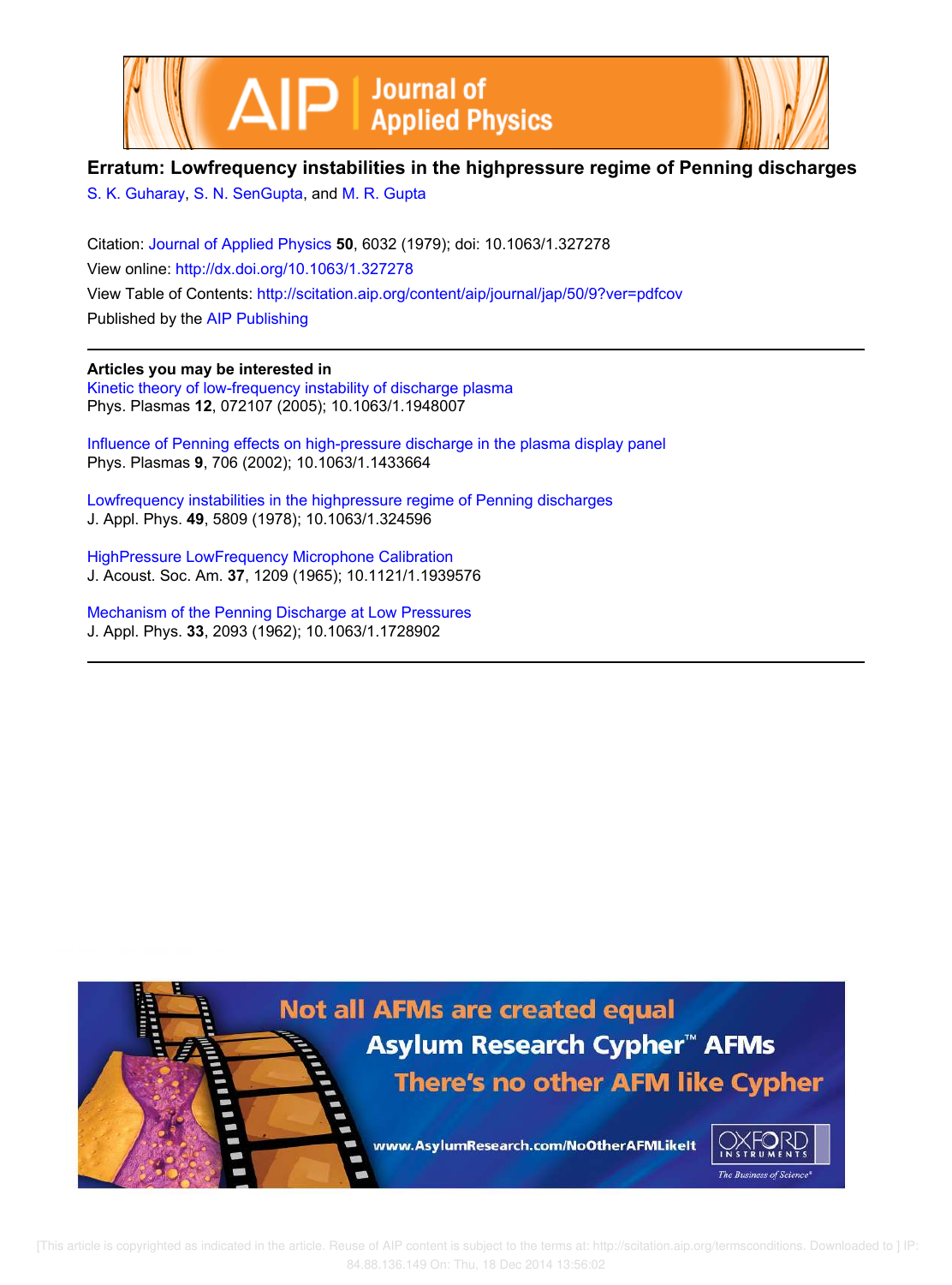# Erratum: Lowfrequency instabilities in the highpressure regime of Penning discharges

S. K. Guharay, S. N. SenGupta, and M. R. Gupta

Citation: Journal of Applied Physics **50**, 6032 (1979); doi: 10.1063/1.327278

View online: http://dx.doi.org/10.1063/1.327278

View Table of Contents: http://scitation.aip.org/content/aip/journal/jap/50/9?ver=pdfcov

Published by the AIP Publishing

---

**Articles you may be interested in**

Kinetic theory of low-frequency instability of discharge plasma
Phys. Plasmas **12**, 072107 (2005); 10.1063/1.1948007

Influence of Penning effects on high-pressure discharge in the plasma display panel
Phys. Plasmas **9**, 706 (2002); 10.1063/1.1433664

Lowfrequency instabilities in the highpressure regime of Penning discharges
J. Appl. Phys. **49**, 5809 (1978); 10.1063/1.324596

HighPressure LowFrequency Microphone Calibration
J. Acoust. Soc. Am. **37**, 1209 (1965); 10.1121/1.1939576

Mechanism of the Penning Discharge at Low Pressures
J. Appl. Phys. **33**, 2093 (1962); 10.1063/1.1728902

---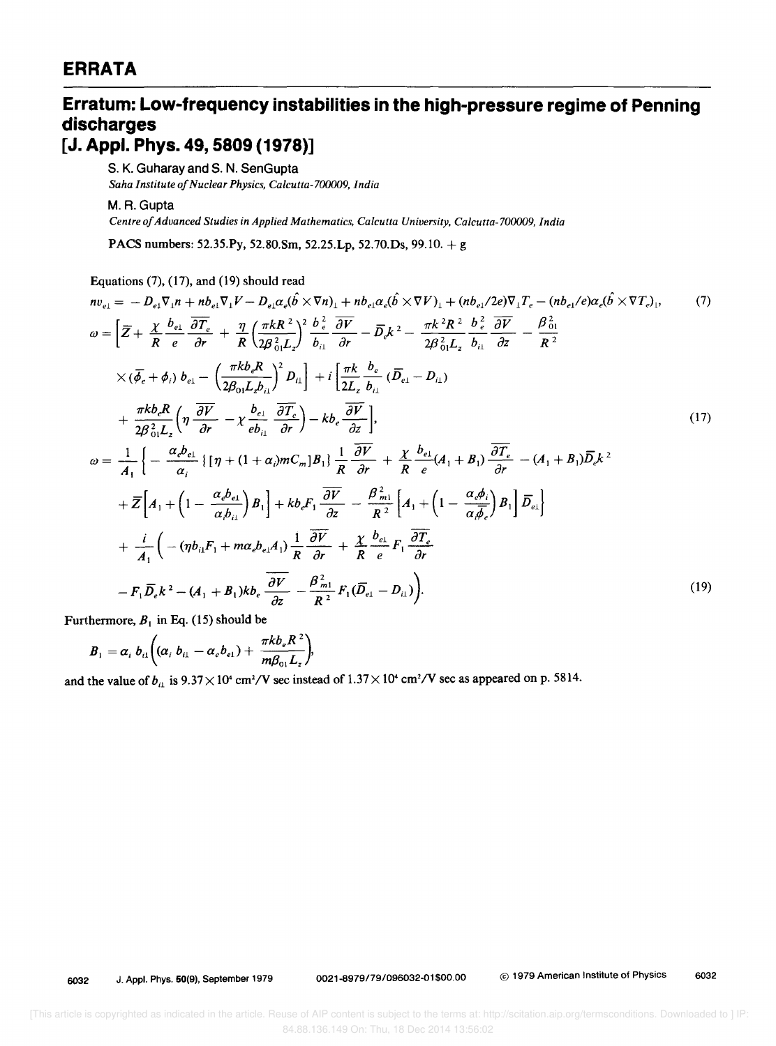# ERRATA

## Erratum: Low-frequency instabilities in the high-pressure regime of Penning discharges [J. Appl. Phys. 49, 5809 (1978)]

S. K. Guharay and S. N. SenGupta

*Saha Institute of Nuclear Physics, Calcutta-700009, India*

M. R. Gupta

*Centre of Advanced Studies in Applied Mathematics, Calcutta University, Calcutta-700009, India*

PACS numbers: 52.35.Py, 52.80.Sm, 52.25.Lp, 52.70.Ds, 99.10. + g

Equations (7), (17), and (19) should read

$$nv_{e\perp} = -D_{e\perp}\nabla_\perp n + nb_{e\perp}\nabla_\perp V - D_{e\perp}\alpha_e(\hat{b}\times\nabla n)_\perp + nb_{e\perp}\alpha_e(\hat{b}\times\nabla V)_\perp + (nb_{e\perp}/2e)\nabla_\perp T_e - (nb_{e\perp}/e)\alpha_e(\hat{b}\times\nabla T_e)_\perp, \tag{7}$$

$$\begin{aligned}\omega = \Bigg[&\bar{Z} + \frac{\chi}{R}\frac{b_{e\perp}}{e}\frac{\overline{\partial T_e}}{\partial r} + \frac{\eta}{R}\left(\frac{\pi k R^2}{2\beta_{01}^2 L_z}\right)^2 \frac{b_e^2}{b_{i\perp}}\frac{\overline{\partial V}}{\partial r} - \bar{D}_e k^2 - \frac{\pi k^2 R^2}{2\beta_{01}^2 L_z}\frac{b_e^2}{b_{i\perp}}\frac{\overline{\partial V}}{\partial z} - \frac{\beta_{01}^2}{R^2} \\ &\times(\bar{\phi}_e + \phi_i)\, b_{e\perp} - \left(\frac{\pi k b_e R}{2\beta_{01} L_z b_{i\perp}}\right)^2 D_{i\perp}\Bigg] + i\Bigg[\frac{\pi k}{2L_z}\frac{b_e}{b_{i\perp}}(\bar{D}_{e\perp} - D_{i\perp}) \\ &+ \frac{\pi k b_e R}{2\beta_{01}^2 L_z}\left(\eta\frac{\overline{\partial V}}{\partial r} - \chi\frac{b_{e\perp}}{e b_{i\perp}}\frac{\overline{\partial T_e}}{\partial r}\right) - k b_e \frac{\overline{\partial V}}{\partial z}\Bigg],\end{aligned} \tag{17}$$

$$\begin{aligned}\omega = \frac{1}{A_1}\Bigg\{&-\frac{\alpha_e b_{e\perp}}{\alpha_i}\{[\eta + (1+\alpha_i) m C_m] B_1\}\frac{1}{R}\frac{\overline{\partial V}}{\partial r} + \frac{\chi}{R}\frac{b_{e\perp}}{e}(A_1 + B_1)\frac{\overline{\partial T_e}}{\partial r} - (A_1 + B_1)\bar{D}_e k^2 \\ &+ \bar{Z}\left[A_1 + \left(1 - \frac{\alpha_e b_{e\perp}}{\alpha_i b_{i\perp}}\right)B_1\right] + k b_e F_1 \frac{\overline{\partial V}}{\partial z} - \frac{\beta_{m1}^2}{R^2}\left[A_1 + \left(1 - \frac{\alpha_e \phi_i}{\alpha_i \bar{\phi}_e}\right)B_1\right]\bar{D}_{e\perp}\Bigg\} \\ &+ \frac{i}{A_1}\Bigg(-(\eta b_{i\perp} F_1 + m\alpha_e b_{e\perp} A_1)\frac{1}{R}\frac{\overline{\partial V}}{\partial r} + \frac{\chi}{R}\frac{b_{e\perp}}{e}F_1\frac{\overline{\partial T_e}}{\partial r} \\ &- F_1 \bar{D}_e k^2 - (A_1 + B_1) k b_e \frac{\overline{\partial V}}{\partial z} - \frac{\beta_{m1}^2}{R^2}F_1(\bar{D}_{e\perp} - D_{i\perp})\Bigg).\end{aligned} \tag{19}$$

Furthermore, $B_1$ in Eq. (15) should be

$$B_1 = \alpha_i\, b_{i\perp}\left((\alpha_i\, b_{i\perp} - \alpha_e b_{e\perp}) + \frac{\pi k b_e R^2}{m\beta_{01} L_z}\right),$$

and the value of $b_{i\perp}$ is $9.37\times10^4$ cm²/V sec instead of $1.37\times10^4$ cm²/V sec as appeared on p. 5814.